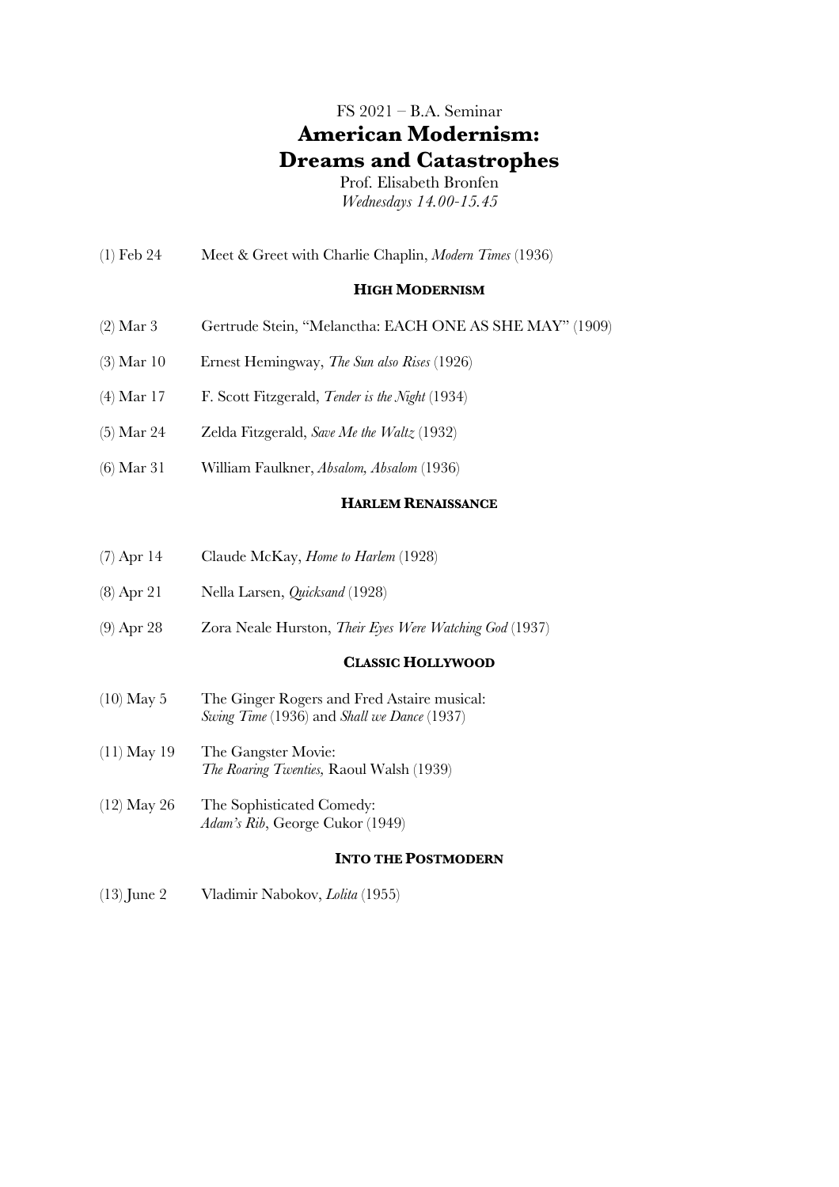FS 2021 – B.A. Seminar

# American Modernism: Dreams and Catastrophes

Prof. Elisabeth Bronfen

*Wednesdays 14.00-15.45*

(1) Feb 24 Meet & Greet with Charlie Chaplin, *Modern Times* (1936)

## HIGH MODERNISM

(2) Mar 3 Gertrude Stein, "Melanctha: EACH ONE AS SHE MAY" (1909)

(3) Mar 10 Ernest Hemingway, *The Sun also Rises* (1926)

(4) Mar 17 F. Scott Fitzgerald, *Tender is the Night* (1934)

(5) Mar 24 Zelda Fitzgerald, *Save Me the Waltz* (1932)

(6) Mar 31 William Faulkner, *Absalom, Absalom* (1936)

## HARLEM RENAISSANCE

(7) Apr 14 Claude McKay, *Home to Harlem* (1928)

(8) Apr 21 Nella Larsen, *Quicksand* (1928)

(9) Apr 28 Zora Neale Hurston, *Their Eyes Were Watching God* (1937)

## CLASSIC HOLLYWOOD

(10) May 5 The Ginger Rogers and Fred Astaire musical:
*Swing Time* (1936) and *Shall we Dance* (1937)

(11) May 19 The Gangster Movie:
*The Roaring Twenties,* Raoul Walsh (1939)

(12) May 26 The Sophisticated Comedy:
*Adam's Rib*, George Cukor (1949)

## INTO THE POSTMODERN

(13) June 2 Vladimir Nabokov, *Lolita* (1955)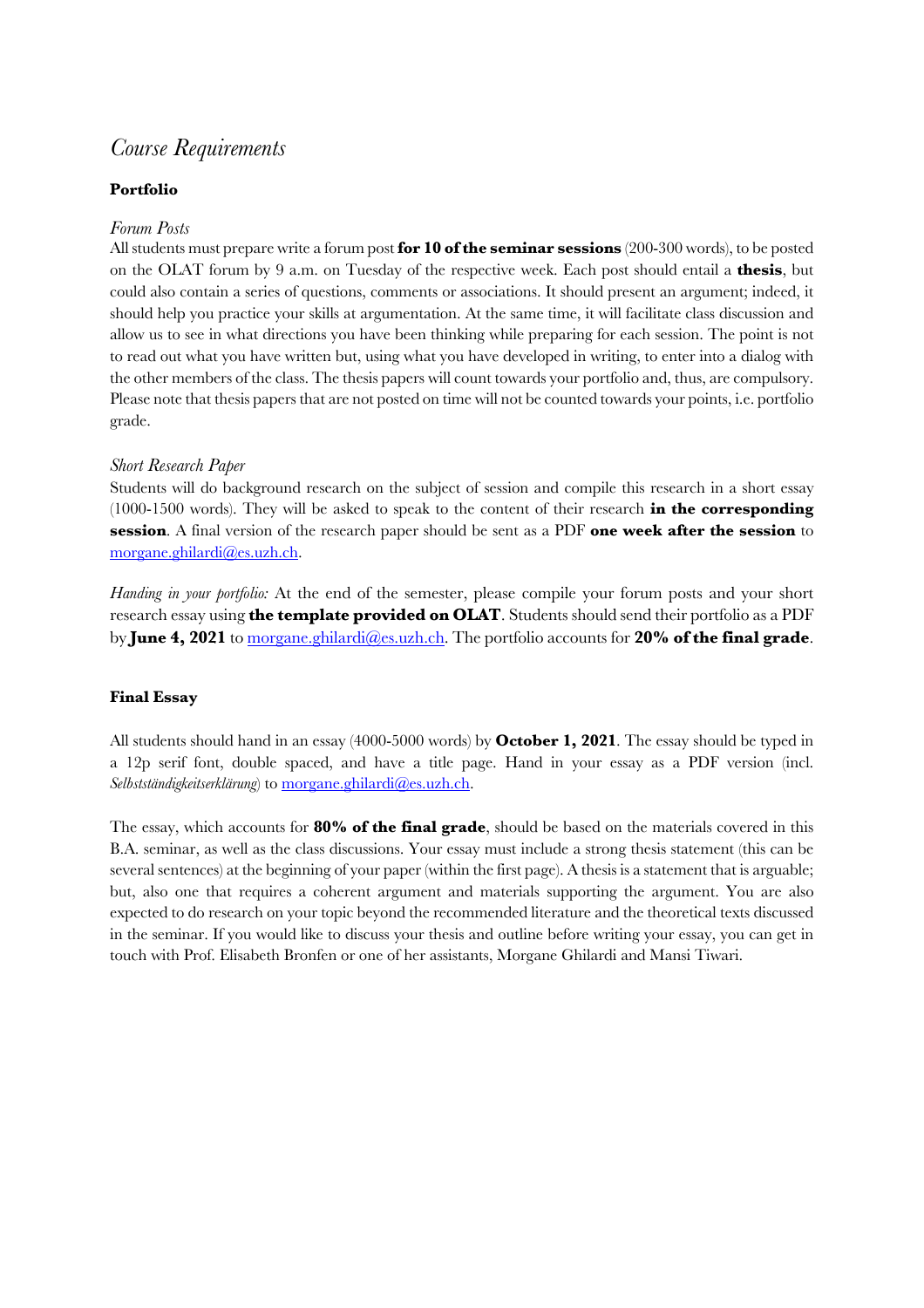# *Course Requirements*

**Portfolio**

*Forum Posts*

All students must prepare write a forum post **for 10 of the seminar sessions** (200-300 words), to be posted on the OLAT forum by 9 a.m. on Tuesday of the respective week. Each post should entail a **thesis**, but could also contain a series of questions, comments or associations. It should present an argument; indeed, it should help you practice your skills at argumentation. At the same time, it will facilitate class discussion and allow us to see in what directions you have been thinking while preparing for each session. The point is not to read out what you have written but, using what you have developed in writing, to enter into a dialog with the other members of the class. The thesis papers will count towards your portfolio and, thus, are compulsory. Please note that thesis papers that are not posted on time will not be counted towards your points, i.e. portfolio grade.

*Short Research Paper*

Students will do background research on the subject of session and compile this research in a short essay (1000-1500 words). They will be asked to speak to the content of their research **in the corresponding session**. A final version of the research paper should be sent as a PDF **one week after the session** to morgane.ghilardi@es.uzh.ch.

*Handing in your portfolio:* At the end of the semester, please compile your forum posts and your short research essay using **the template provided on OLAT**. Students should send their portfolio as a PDF by **June 4, 2021** to morgane.ghilardi@es.uzh.ch. The portfolio accounts for **20% of the final grade**.

**Final Essay**

All students should hand in an essay (4000-5000 words) by **October 1, 2021**. The essay should be typed in a 12p serif font, double spaced, and have a title page. Hand in your essay as a PDF version (incl. *Selbstständigkeitserklärung*) to morgane.ghilardi@es.uzh.ch.

The essay, which accounts for **80% of the final grade**, should be based on the materials covered in this B.A. seminar, as well as the class discussions. Your essay must include a strong thesis statement (this can be several sentences) at the beginning of your paper (within the first page). A thesis is a statement that is arguable; but, also one that requires a coherent argument and materials supporting the argument. You are also expected to do research on your topic beyond the recommended literature and the theoretical texts discussed in the seminar. If you would like to discuss your thesis and outline before writing your essay, you can get in touch with Prof. Elisabeth Bronfen or one of her assistants, Morgane Ghilardi and Mansi Tiwari.